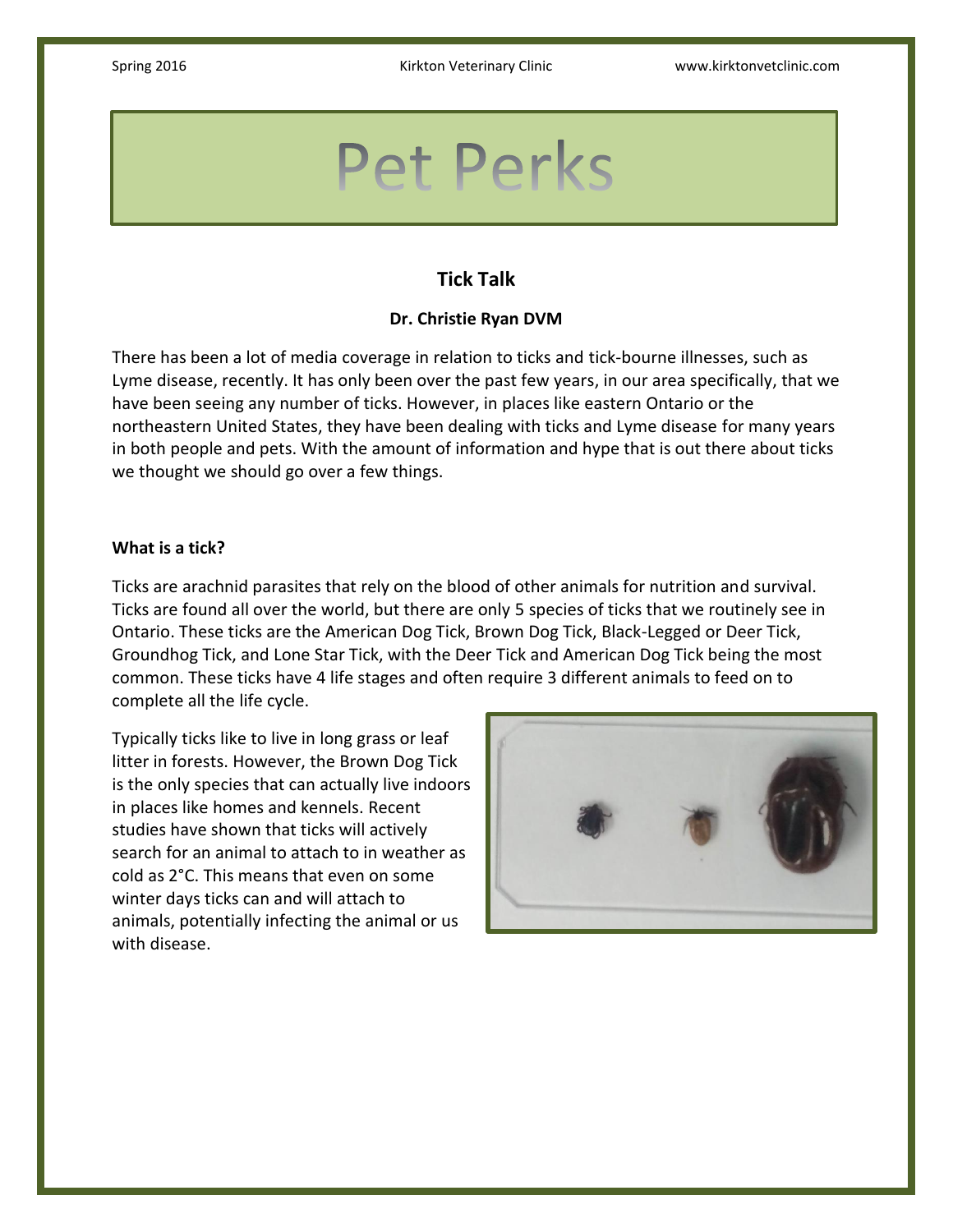# Pet Perks

## Tick Talk

**Dr. Christie Ryan DVM**

There has been a lot of media coverage in relation to ticks and tick-bourne illnesses, such as Lyme disease, recently. It has only been over the past few years, in our area specifically, that we have been seeing any number of ticks. However, in places like eastern Ontario or the northeastern United States, they have been dealing with ticks and Lyme disease for many years in both people and pets. With the amount of information and hype that is out there about ticks we thought we should go over a few things.

**What is a tick?**

Ticks are arachnid parasites that rely on the blood of other animals for nutrition and survival. Ticks are found all over the world, but there are only 5 species of ticks that we routinely see in Ontario. These ticks are the American Dog Tick, Brown Dog Tick, Black-Legged or Deer Tick, Groundhog Tick, and Lone Star Tick, with the Deer Tick and American Dog Tick being the most common. These ticks have 4 life stages and often require 3 different animals to feed on to complete all the life cycle.

Typically ticks like to live in long grass or leaf litter in forests. However, the Brown Dog Tick is the only species that can actually live indoors in places like homes and kennels. Recent studies have shown that ticks will actively search for an animal to attach to in weather as cold as 2°C. This means that even on some winter days ticks can and will attach to animals, potentially infecting the animal or us with disease.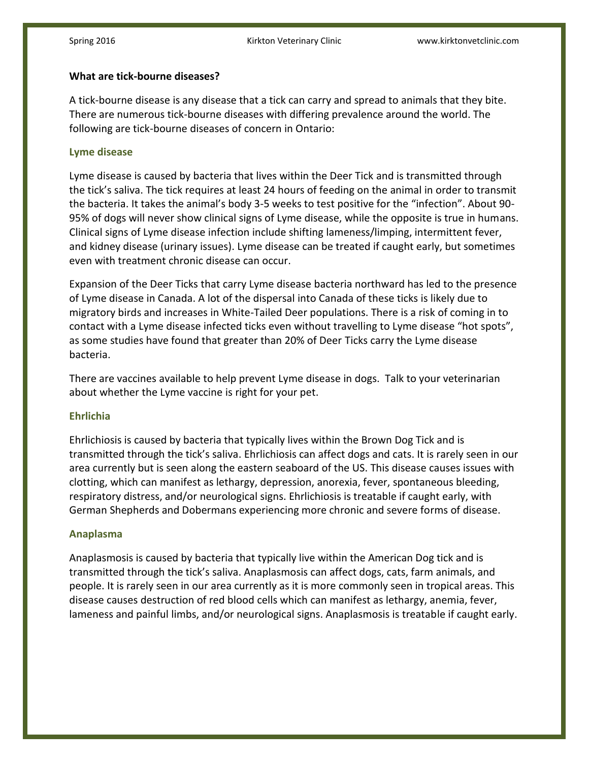**What are tick-bourne diseases?**

A tick-bourne disease is any disease that a tick can carry and spread to animals that they bite. There are numerous tick-bourne diseases with differing prevalence around the world. The following are tick-bourne diseases of concern in Ontario:

### Lyme disease

Lyme disease is caused by bacteria that lives within the Deer Tick and is transmitted through the tick's saliva. The tick requires at least 24 hours of feeding on the animal in order to transmit the bacteria. It takes the animal's body 3-5 weeks to test positive for the "infection". About 90-95% of dogs will never show clinical signs of Lyme disease, while the opposite is true in humans. Clinical signs of Lyme disease infection include shifting lameness/limping, intermittent fever, and kidney disease (urinary issues). Lyme disease can be treated if caught early, but sometimes even with treatment chronic disease can occur.

Expansion of the Deer Ticks that carry Lyme disease bacteria northward has led to the presence of Lyme disease in Canada. A lot of the dispersal into Canada of these ticks is likely due to migratory birds and increases in White-Tailed Deer populations. There is a risk of coming in to contact with a Lyme disease infected ticks even without travelling to Lyme disease "hot spots", as some studies have found that greater than 20% of Deer Ticks carry the Lyme disease bacteria.

There are vaccines available to help prevent Lyme disease in dogs. Talk to your veterinarian about whether the Lyme vaccine is right for your pet.

### Ehrlichia

Ehrlichiosis is caused by bacteria that typically lives within the Brown Dog Tick and is transmitted through the tick's saliva. Ehrlichiosis can affect dogs and cats. It is rarely seen in our area currently but is seen along the eastern seaboard of the US. This disease causes issues with clotting, which can manifest as lethargy, depression, anorexia, fever, spontaneous bleeding, respiratory distress, and/or neurological signs. Ehrlichiosis is treatable if caught early, with German Shepherds and Dobermans experiencing more chronic and severe forms of disease.

### Anaplasma

Anaplasmosis is caused by bacteria that typically live within the American Dog tick and is transmitted through the tick's saliva. Anaplasmosis can affect dogs, cats, farm animals, and people. It is rarely seen in our area currently as it is more commonly seen in tropical areas. This disease causes destruction of red blood cells which can manifest as lethargy, anemia, fever, lameness and painful limbs, and/or neurological signs. Anaplasmosis is treatable if caught early.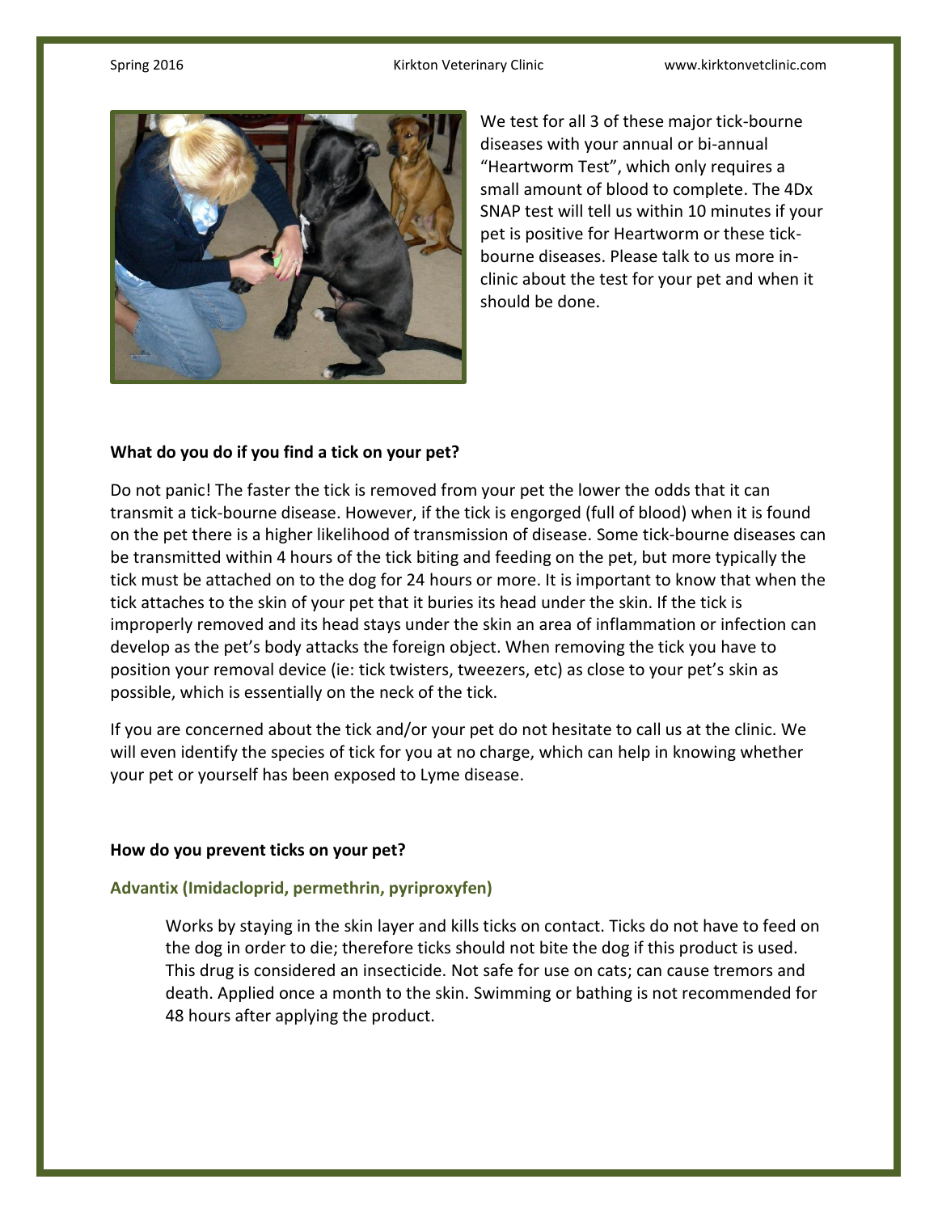We test for all 3 of these major tick-bourne diseases with your annual or bi-annual "Heartworm Test", which only requires a small amount of blood to complete. The 4Dx SNAP test will tell us within 10 minutes if your pet is positive for Heartworm or these tick-bourne diseases. Please talk to us more in-clinic about the test for your pet and when it should be done.

**What do you do if you find a tick on your pet?**

Do not panic! The faster the tick is removed from your pet the lower the odds that it can transmit a tick-bourne disease. However, if the tick is engorged (full of blood) when it is found on the pet there is a higher likelihood of transmission of disease. Some tick-bourne diseases can be transmitted within 4 hours of the tick biting and feeding on the pet, but more typically the tick must be attached on to the dog for 24 hours or more. It is important to know that when the tick attaches to the skin of your pet that it buries its head under the skin. If the tick is improperly removed and its head stays under the skin an area of inflammation or infection can develop as the pet's body attacks the foreign object. When removing the tick you have to position your removal device (ie: tick twisters, tweezers, etc) as close to your pet's skin as possible, which is essentially on the neck of the tick.

If you are concerned about the tick and/or your pet do not hesitate to call us at the clinic. We will even identify the species of tick for you at no charge, which can help in knowing whether your pet or yourself has been exposed to Lyme disease.

**How do you prevent ticks on your pet?**

**Advantix (Imidacloprid, permethrin, pyriproxyfen)**

Works by staying in the skin layer and kills ticks on contact. Ticks do not have to feed on the dog in order to die; therefore ticks should not bite the dog if this product is used. This drug is considered an insecticide. Not safe for use on cats; can cause tremors and death. Applied once a month to the skin. Swimming or bathing is not recommended for 48 hours after applying the product.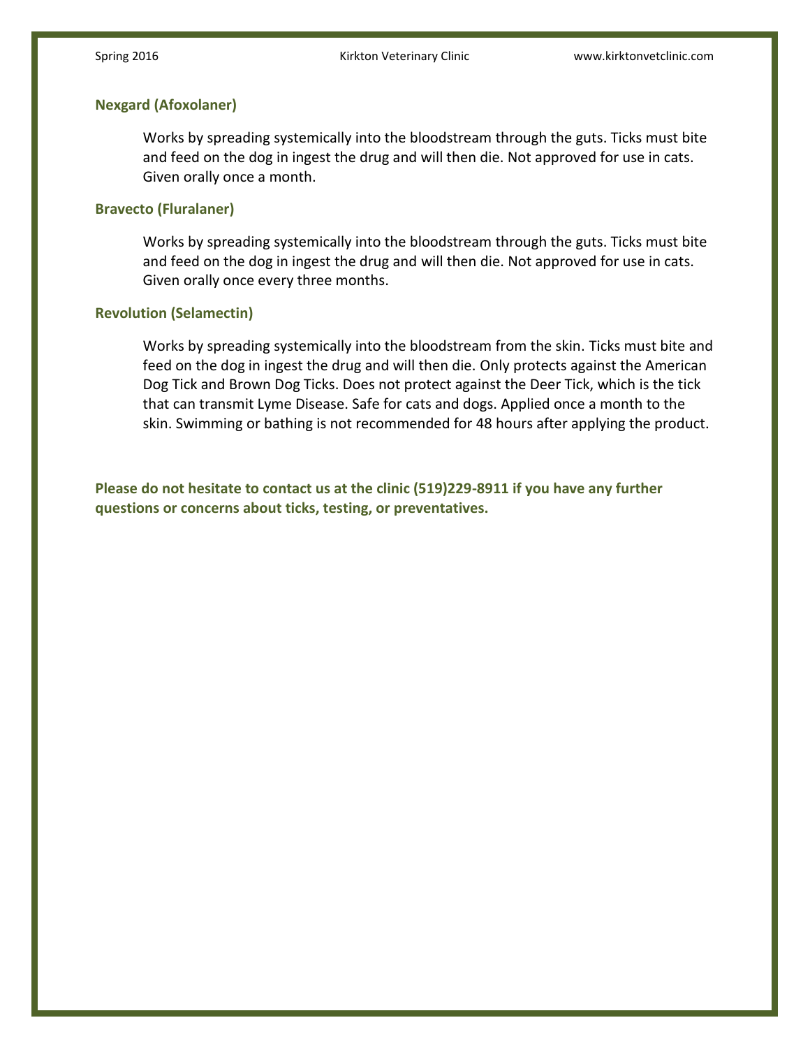### Nexgard (Afoxolaner)

Works by spreading systemically into the bloodstream through the guts. Ticks must bite and feed on the dog in ingest the drug and will then die. Not approved for use in cats. Given orally once a month.

### Bravecto (Fluralaner)

Works by spreading systemically into the bloodstream through the guts. Ticks must bite and feed on the dog in ingest the drug and will then die. Not approved for use in cats. Given orally once every three months.

### Revolution (Selamectin)

Works by spreading systemically into the bloodstream from the skin. Ticks must bite and feed on the dog in ingest the drug and will then die. Only protects against the American Dog Tick and Brown Dog Ticks. Does not protect against the Deer Tick, which is the tick that can transmit Lyme Disease. Safe for cats and dogs. Applied once a month to the skin. Swimming or bathing is not recommended for 48 hours after applying the product.

**Please do not hesitate to contact us at the clinic (519)229-8911 if you have any further questions or concerns about ticks, testing, or preventatives.**